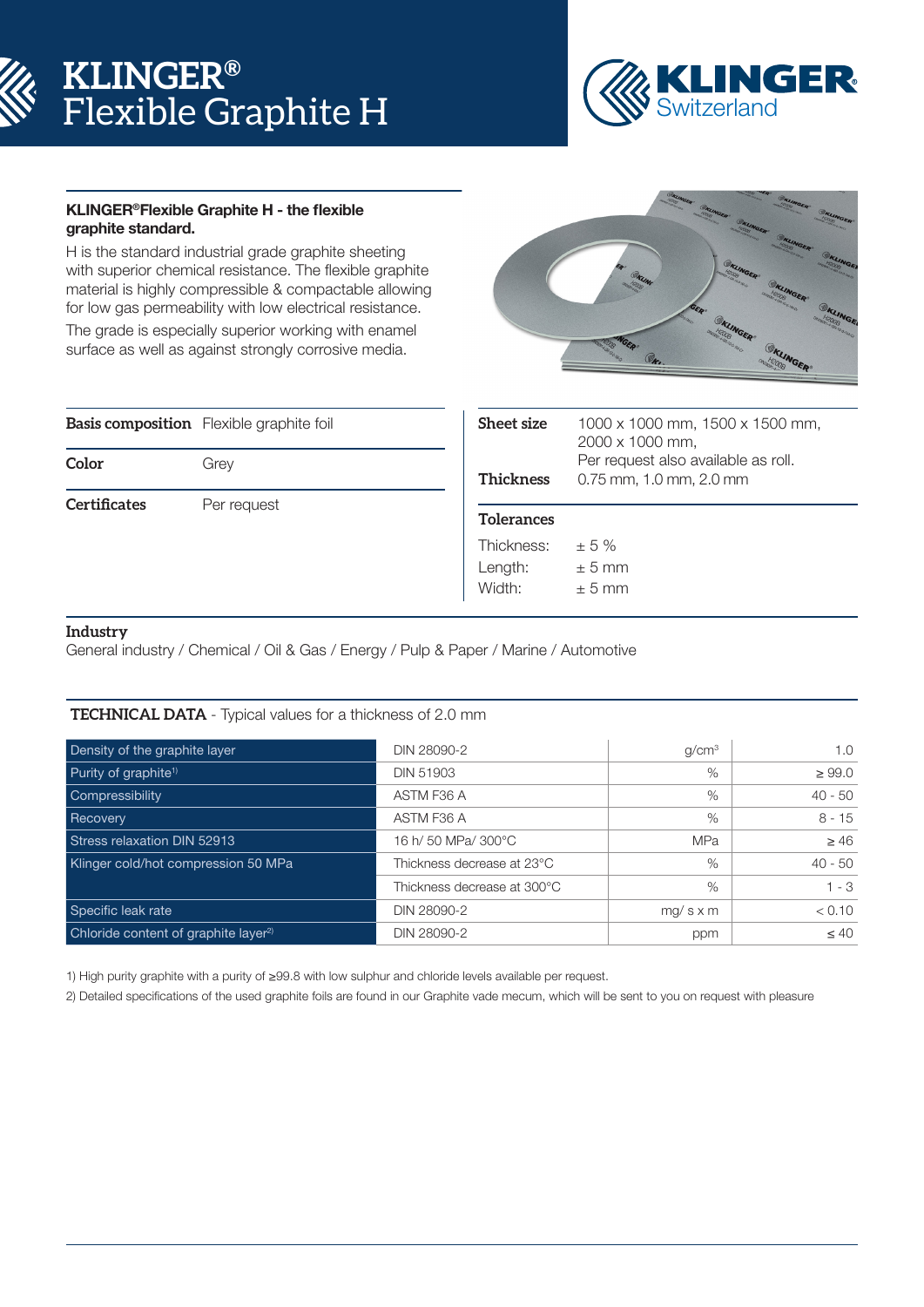# KLINGER® Flexible Graphite H

KLINGER Switzerland

**KLINGER®Flexible Graphite H - the flexible graphite standard.**

H is the standard industrial grade graphite sheeting with superior chemical resistance. The flexible graphite material is highly compressible & compactable allowing for low gas permeability with low electrical resistance.

The grade is especially superior working with enamel surface as well as against strongly corrosive media.

| | |
|---|---|
| **Basis composition** | Flexible graphite foil |
| **Color** | Grey |
| **Certificates** | Per request |

| | |
|---|---|
| **Sheet size** | 1000 x 1000 mm, 1500 x 1500 mm, 2000 x 1000 mm, Per request also available as roll. |
| **Thickness** | 0.75 mm, 1.0 mm, 2.0 mm |

**Tolerances**

| | |
|---|---|
| Thickness: | ± 5 % |
| Length: | ± 5 mm |
| Width: | ± 5 mm |

**Industry**

General industry / Chemical / Oil & Gas / Energy / Pulp & Paper / Marine / Automotive

**TECHNICAL DATA** - Typical values for a thickness of 2.0 mm

| Property | Test | Unit | Value |
|---|---|---|---|
| Density of the graphite layer | DIN 28090-2 | g/cm³ | 1.0 |
| Purity of graphite[1] | DIN 51903 | % | ≥ 99.0 |
| Compressibility | ASTM F36 A | % | 40 - 50 |
| Recovery | ASTM F36 A | % | 8 - 15 |
| Stress relaxation DIN 52913 | 16 h/ 50 MPa/ 300°C | MPa | ≥ 46 |
| Klinger cold/hot compression 50 MPa | Thickness decrease at 23°C | % | 40 - 50 |
| | Thickness decrease at 300°C | % | 1 - 3 |
| Specific leak rate | DIN 28090-2 | mg/ s x m | < 0.10 |
| Chloride content of graphite layer[2] | DIN 28090-2 | ppm | ≤ 40 |

1) High purity graphite with a purity of ≥99.8 with low sulphur and chloride levels available per request.

2) Detailed specifications of the used graphite foils are found in our Graphite vade mecum, which will be sent to you on request with pleasure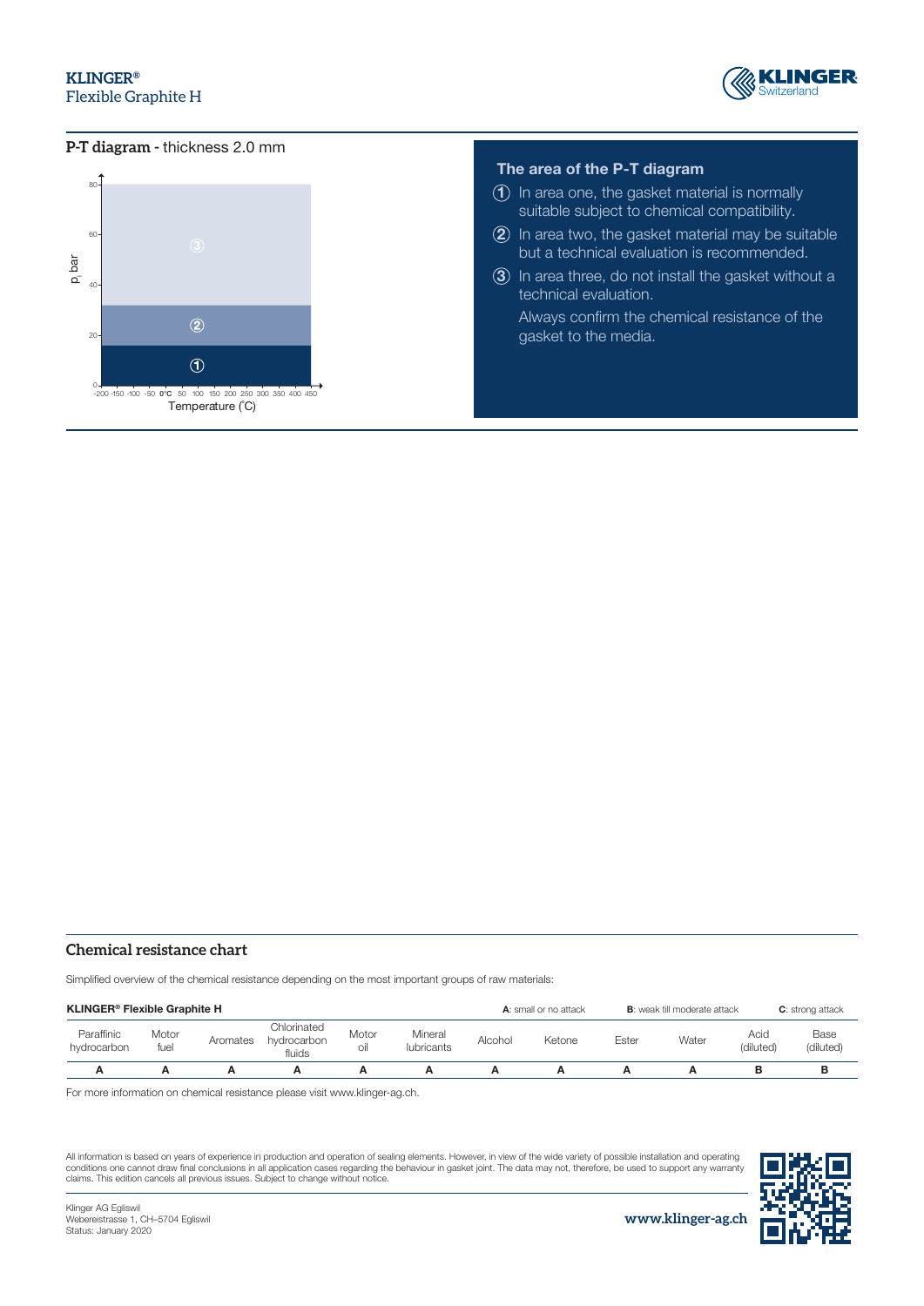## P-T diagram - thickness 2.0 mm

p, bar

80
60
40
20
0

③
②
①

-200 -150 -100 -50 0°C 50 100 150 200 250 300 350 400 450

Temperature (°C)

### The area of the P-T diagram

① In area one, the gasket material is normally suitable subject to chemical compatibility.

② In area two, the gasket material may be suitable but a technical evaluation is recommended.

③ In area three, do not install the gasket without a technical evaluation.

Always confirm the chemical resistance of the gasket to the media.

## Chemical resistance chart

Simplified overview of the chemical resistance depending on the most important groups of raw materials:

**KLINGER® Flexible Graphite H**

**A**: small or no attack **B**: weak till moderate attack **C**: strong attack

| Paraffinic hydrocarbon | Motor fuel | Aromates | Chlorinated hydrocarbon fluids | Motor oil | Mineral lubricants | Alcohol | Ketone | Ester | Water | Acid (diluted) | Base (diluted) |
|---|---|---|---|---|---|---|---|---|---|---|---|
| **A** | **A** | **A** | **A** | **A** | **A** | **A** | **A** | **A** | **A** | **B** | **B** |

For more information on chemical resistance please visit www.klinger-ag.ch.

All information is based on years of experience in production and operation of sealing elements. However, in view of the wide variety of possible installation and operating conditions one cannot draw final conclusions in all application cases regarding the behaviour in gasket joint. The data may not, therefore, be used to support any warranty claims. This edition cancels all previous issues. Subject to change without notice.

Klinger AG Egliswil
Webereistrasse 1, CH–5704 Egliswil
Status: January 2020

**www.klinger-ag.ch**